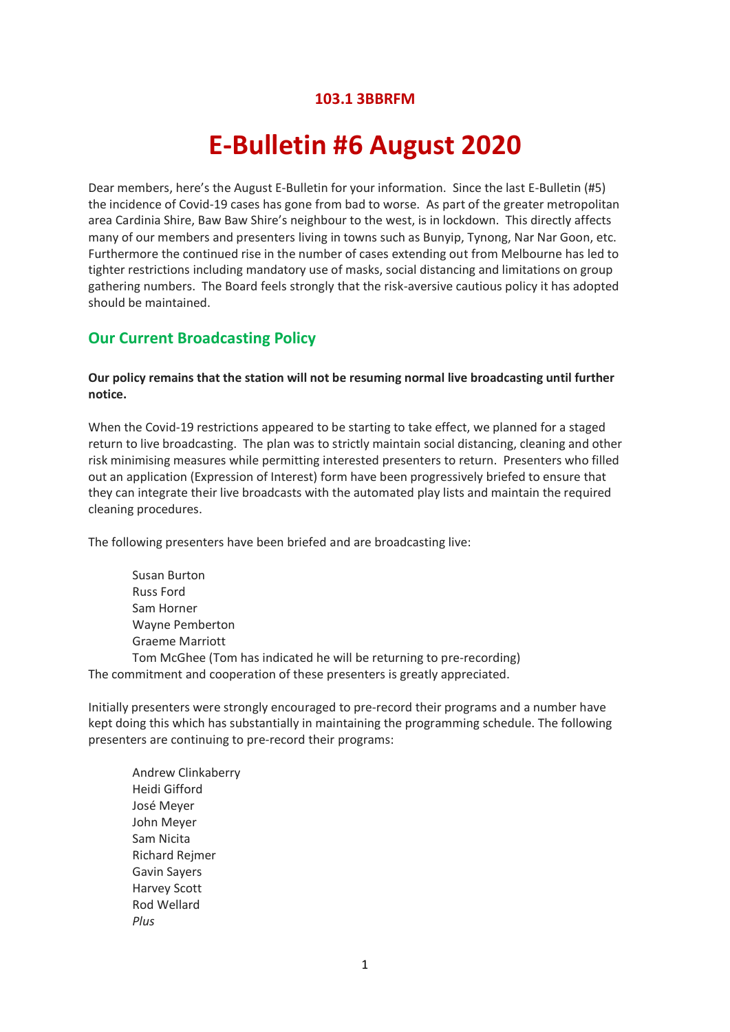**103.1 3BBRFM**

# E-Bulletin #6 August 2020

Dear members, here's the August E-Bulletin for your information. Since the last E-Bulletin (#5) the incidence of Covid-19 cases has gone from bad to worse. As part of the greater metropolitan area Cardinia Shire, Baw Baw Shire's neighbour to the west, is in lockdown. This directly affects many of our members and presenters living in towns such as Bunyip, Tynong, Nar Nar Goon, etc. Furthermore the continued rise in the number of cases extending out from Melbourne has led to tighter restrictions including mandatory use of masks, social distancing and limitations on group gathering numbers. The Board feels strongly that the risk-aversive cautious policy it has adopted should be maintained.

## Our Current Broadcasting Policy

**Our policy remains that the station will not be resuming normal live broadcasting until further notice.**

When the Covid-19 restrictions appeared to be starting to take effect, we planned for a staged return to live broadcasting. The plan was to strictly maintain social distancing, cleaning and other risk minimising measures while permitting interested presenters to return. Presenters who filled out an application (Expression of Interest) form have been progressively briefed to ensure that they can integrate their live broadcasts with the automated play lists and maintain the required cleaning procedures.

The following presenters have been briefed and are broadcasting live:

Susan Burton
Russ Ford
Sam Horner
Wayne Pemberton
Graeme Marriott
Tom McGhee (Tom has indicated he will be returning to pre-recording)

The commitment and cooperation of these presenters is greatly appreciated.

Initially presenters were strongly encouraged to pre-record their programs and a number have kept doing this which has substantially in maintaining the programming schedule. The following presenters are continuing to pre-record their programs:

Andrew Clinkaberry
Heidi Gifford
José Meyer
John Meyer
Sam Nicita
Richard Rejmer
Gavin Sayers
Harvey Scott
Rod Wellard
*Plus*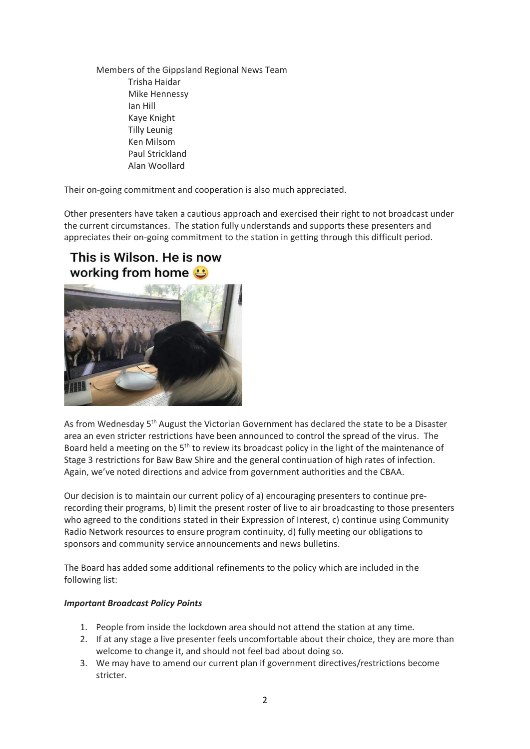Members of the Gippsland Regional News Team

- Trisha Haidar
- Mike Hennessy
- Ian Hill
- Kaye Knight
- Tilly Leunig
- Ken Milsom
- Paul Strickland
- Alan Woollard

Their on-going commitment and cooperation is also much appreciated.

Other presenters have taken a cautious approach and exercised their right to not broadcast under the current circumstances. The station fully understands and supports these presenters and appreciates their on-going commitment to the station in getting through this difficult period.

**This is Wilson. He is now working from home 😃**

As from Wednesday 5th August the Victorian Government has declared the state to be a Disaster area an even stricter restrictions have been announced to control the spread of the virus. The Board held a meeting on the 5th to review its broadcast policy in the light of the maintenance of Stage 3 restrictions for Baw Baw Shire and the general continuation of high rates of infection. Again, we've noted directions and advice from government authorities and the CBAA.

Our decision is to maintain our current policy of a) encouraging presenters to continue pre-recording their programs, b) limit the present roster of live to air broadcasting to those presenters who agreed to the conditions stated in their Expression of Interest, c) continue using Community Radio Network resources to ensure program continuity, d) fully meeting our obligations to sponsors and community service announcements and news bulletins.

The Board has added some additional refinements to the policy which are included in the following list:

***Important Broadcast Policy Points***

1. People from inside the lockdown area should not attend the station at any time.
2. If at any stage a live presenter feels uncomfortable about their choice, they are more than welcome to change it, and should not feel bad about doing so.
3. We may have to amend our current plan if government directives/restrictions become stricter.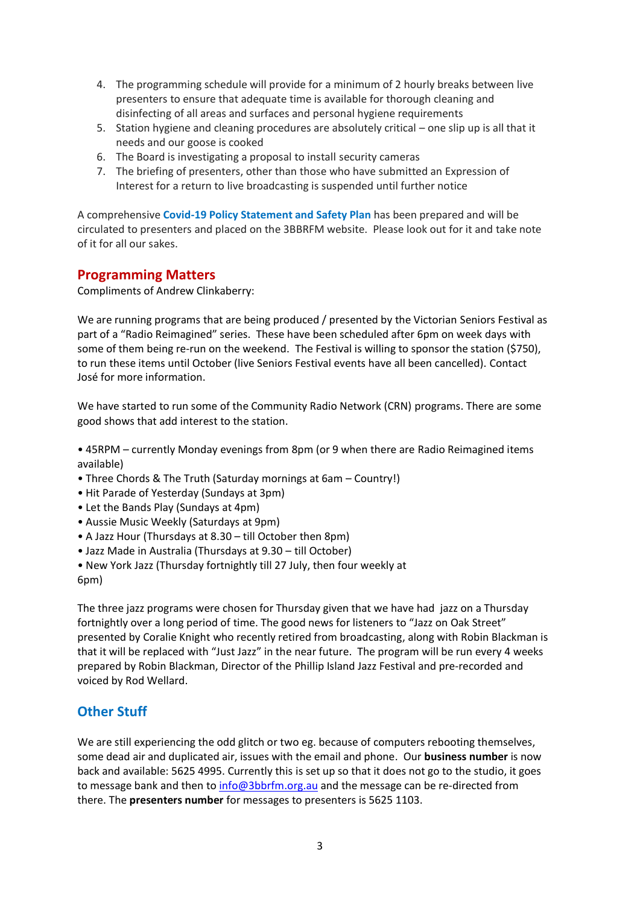4. The programming schedule will provide for a minimum of 2 hourly breaks between live presenters to ensure that adequate time is available for thorough cleaning and disinfecting of all areas and surfaces and personal hygiene requirements
5. Station hygiene and cleaning procedures are absolutely critical – one slip up is all that it needs and our goose is cooked
6. The Board is investigating a proposal to install security cameras
7. The briefing of presenters, other than those who have submitted an Expression of Interest for a return to live broadcasting is suspended until further notice

A comprehensive **Covid-19 Policy Statement and Safety Plan** has been prepared and will be circulated to presenters and placed on the 3BBRFM website. Please look out for it and take note of it for all our sakes.

## Programming Matters

Compliments of Andrew Clinkaberry:

We are running programs that are being produced / presented by the Victorian Seniors Festival as part of a "Radio Reimagined" series. These have been scheduled after 6pm on week days with some of them being re-run on the weekend. The Festival is willing to sponsor the station ($750), to run these items until October (live Seniors Festival events have all been cancelled). Contact José for more information.

We have started to run some of the Community Radio Network (CRN) programs. There are some good shows that add interest to the station.

- 45RPM – currently Monday evenings from 8pm (or 9 when there are Radio Reimagined items available)
- Three Chords & The Truth (Saturday mornings at 6am – Country!)
- Hit Parade of Yesterday (Sundays at 3pm)
- Let the Bands Play (Sundays at 4pm)
- Aussie Music Weekly (Saturdays at 9pm)
- A Jazz Hour (Thursdays at 8.30 – till October then 8pm)
- Jazz Made in Australia (Thursdays at 9.30 – till October)
- New York Jazz (Thursday fortnightly till 27 July, then four weekly at 6pm)

The three jazz programs were chosen for Thursday given that we have had jazz on a Thursday fortnightly over a long period of time. The good news for listeners to "Jazz on Oak Street" presented by Coralie Knight who recently retired from broadcasting, along with Robin Blackman is that it will be replaced with "Just Jazz" in the near future. The program will be run every 4 weeks prepared by Robin Blackman, Director of the Phillip Island Jazz Festival and pre-recorded and voiced by Rod Wellard.

## Other Stuff

We are still experiencing the odd glitch or two eg. because of computers rebooting themselves, some dead air and duplicated air, issues with the email and phone. Our **business number** is now back and available: 5625 4995. Currently this is set up so that it does not go to the studio, it goes to message bank and then to info@3bbrfm.org.au and the message can be re-directed from there. The **presenters number** for messages to presenters is 5625 1103.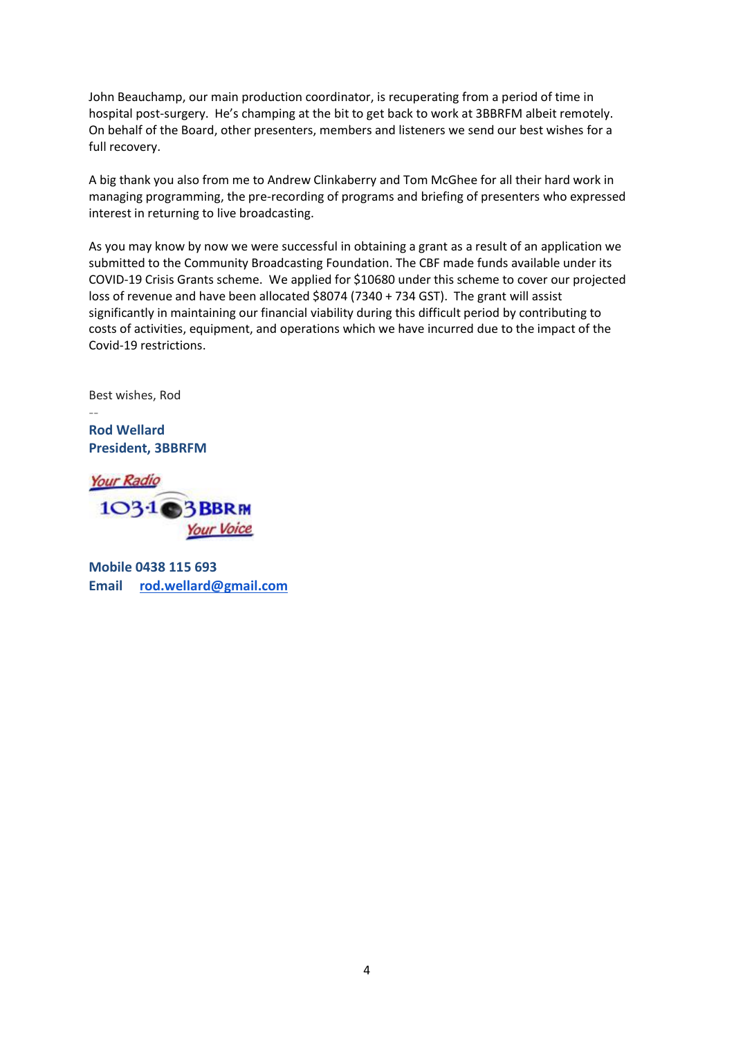John Beauchamp, our main production coordinator, is recuperating from a period of time in hospital post-surgery. He's champing at the bit to get back to work at 3BBRFM albeit remotely. On behalf of the Board, other presenters, members and listeners we send our best wishes for a full recovery.

A big thank you also from me to Andrew Clinkaberry and Tom McGhee for all their hard work in managing programming, the pre-recording of programs and briefing of presenters who expressed interest in returning to live broadcasting.

As you may know by now we were successful in obtaining a grant as a result of an application we submitted to the Community Broadcasting Foundation. The CBF made funds available under its COVID-19 Crisis Grants scheme. We applied for $10680 under this scheme to cover our projected loss of revenue and have been allocated $8074 (7340 + 734 GST). The grant will assist significantly in maintaining our financial viability during this difficult period by contributing to costs of activities, equipment, and operations which we have incurred due to the impact of the Covid-19 restrictions.

Best wishes, Rod

--

**Rod Wellard**
**President, 3BBRFM**

Your Radio
103.1 3BBR FM
Your Voice

**Mobile 0438 115 693**
**Email** **rod.wellard@gmail.com**